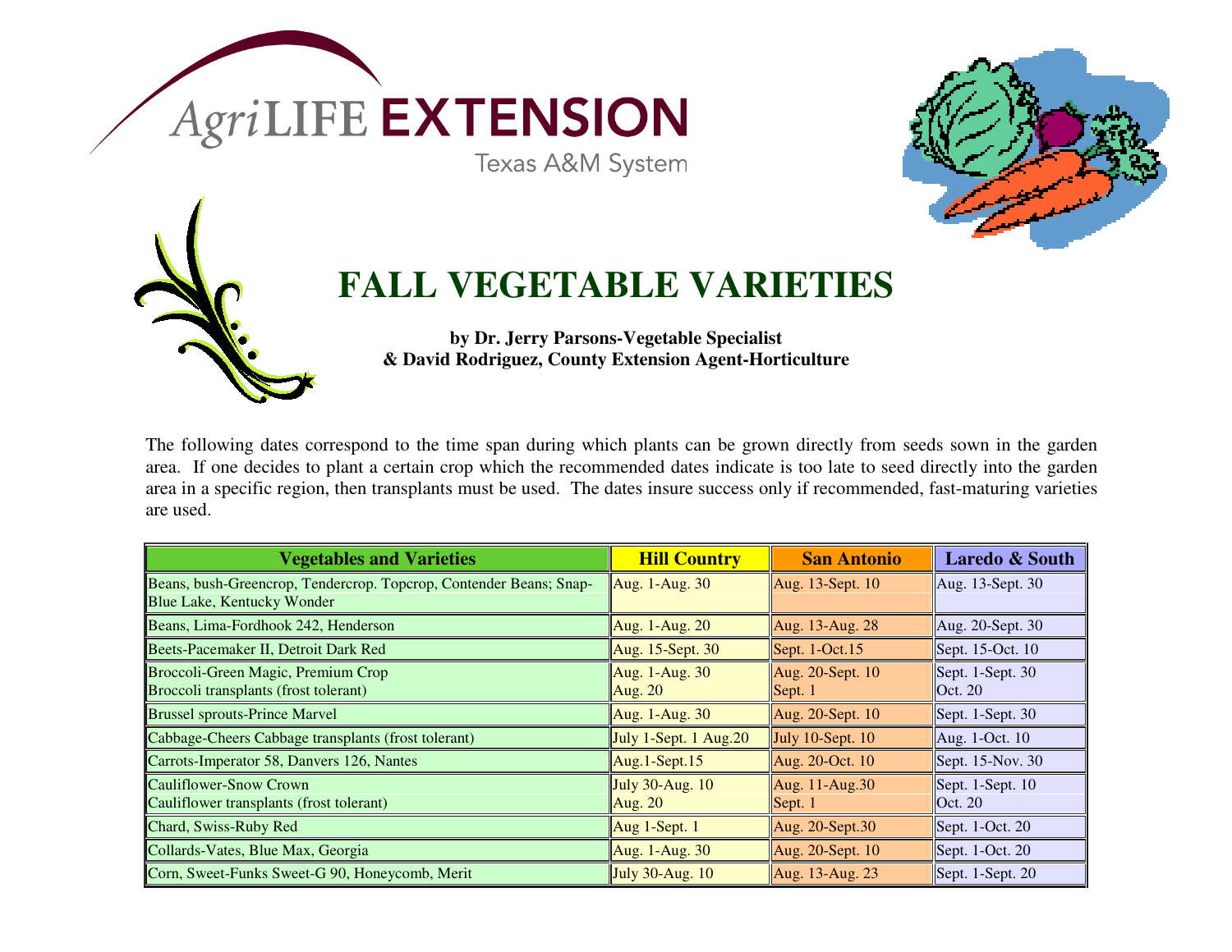AgriLIFE EXTENSION

Texas A&M System

# FALL VEGETABLE VARIETIES

**by Dr. Jerry Parsons-Vegetable Specialist**
**& David Rodriguez, County Extension Agent-Horticulture**

The following dates correspond to the time span during which plants can be grown directly from seeds sown in the garden area. If one decides to plant a certain crop which the recommended dates indicate is too late to seed directly into the garden area in a specific region, then transplants must be used. The dates insure success only if recommended, fast-maturing varieties are used.

| Vegetables and Varieties | Hill Country | San Antonio | Laredo & South |
|---|---|---|---|
| Beans, bush-Greencrop, Tendercrop. Topcrop, Contender Beans; Snap-Blue Lake, Kentucky Wonder | Aug. 1-Aug. 30 | Aug. 13-Sept. 10 | Aug. 13-Sept. 30 |
| Beans, Lima-Fordhook 242, Henderson | Aug. 1-Aug. 20 | Aug. 13-Aug. 28 | Aug. 20-Sept. 30 |
| Beets-Pacemaker II, Detroit Dark Red | Aug. 15-Sept. 30 | Sept. 1-Oct.15 | Sept. 15-Oct. 10 |
| Broccoli-Green Magic, Premium Crop<br>Broccoli transplants (frost tolerant) | Aug. 1-Aug. 30<br>Aug. 20 | Aug. 20-Sept. 10<br>Sept. 1 | Sept. 1-Sept. 30<br>Oct. 20 |
| Brussel sprouts-Prince Marvel | Aug. 1-Aug. 30 | Aug. 20-Sept. 10 | Sept. 1-Sept. 30 |
| Cabbage-Cheers Cabbage transplants (frost tolerant) | July 1-Sept. 1 Aug.20 | July 10-Sept. 10 | Aug. 1-Oct. 10 |
| Carrots-Imperator 58, Danvers 126, Nantes | Aug.1-Sept.15 | Aug. 20-Oct. 10 | Sept. 15-Nov. 30 |
| Cauliflower-Snow Crown<br>Cauliflower transplants (frost tolerant) | July 30-Aug. 10<br>Aug. 20 | Aug. 11-Aug.30<br>Sept. 1 | Sept. 1-Sept. 10<br>Oct. 20 |
| Chard, Swiss-Ruby Red | Aug 1-Sept. 1 | Aug. 20-Sept.30 | Sept. 1-Oct. 20 |
| Collards-Vates, Blue Max, Georgia | Aug. 1-Aug. 30 | Aug. 20-Sept. 10 | Sept. 1-Oct. 20 |
| Corn, Sweet-Funks Sweet-G 90, Honeycomb, Merit | July 30-Aug. 10 | Aug. 13-Aug. 23 | Sept. 1-Sept. 20 |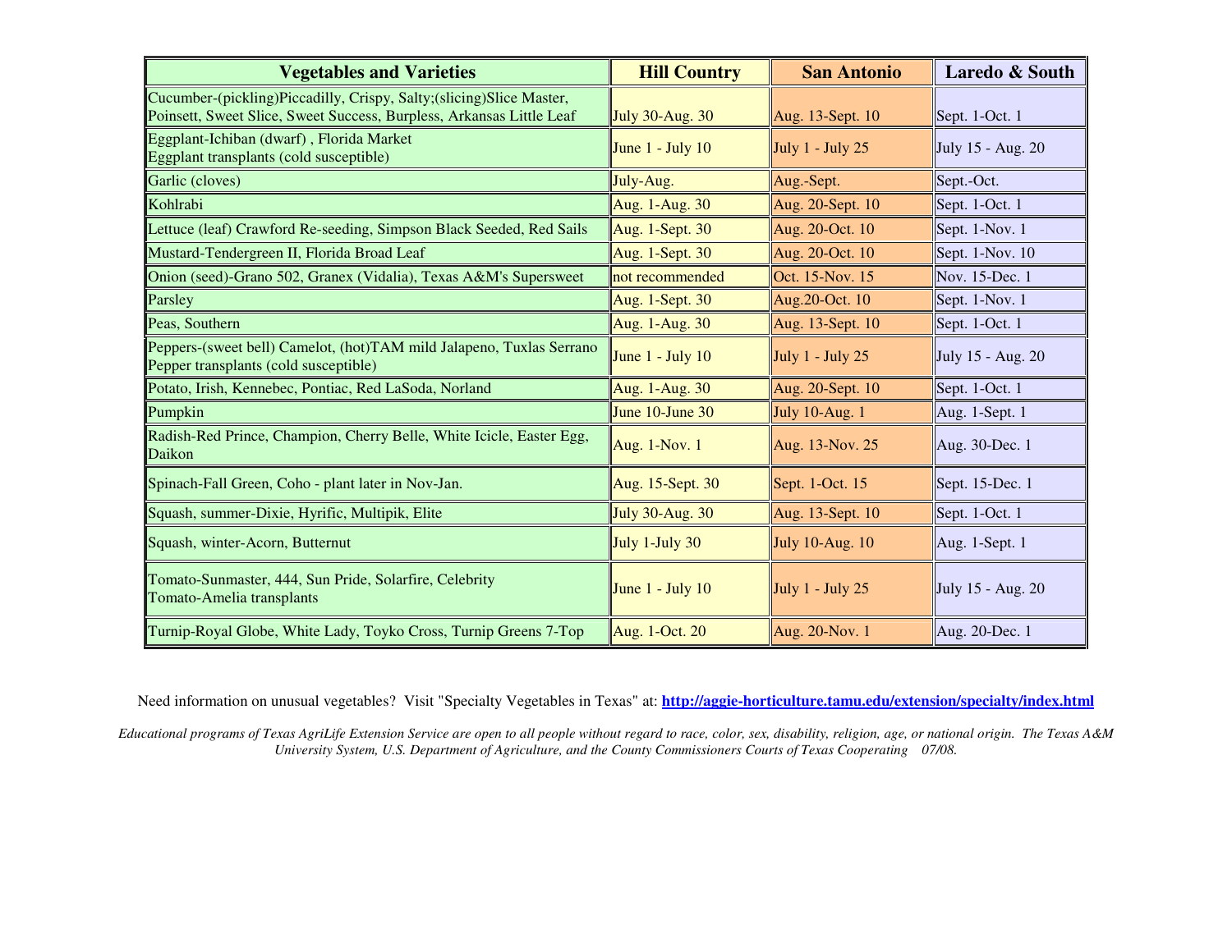| Vegetables and Varieties | Hill Country | San Antonio | Laredo & South |
|---|---|---|---|
| Cucumber-(pickling)Piccadilly, Crispy, Salty;(slicing)Slice Master, Poinsett, Sweet Slice, Sweet Success, Burpless, Arkansas Little Leaf | July 30-Aug. 30 | Aug. 13-Sept. 10 | Sept. 1-Oct. 1 |
| Eggplant-Ichiban (dwarf) , Florida Market Eggplant transplants (cold susceptible) | June 1 - July 10 | July 1 - July 25 | July 15 - Aug. 20 |
| Garlic (cloves) | July-Aug. | Aug.-Sept. | Sept.-Oct. |
| Kohlrabi | Aug. 1-Aug. 30 | Aug. 20-Sept. 10 | Sept. 1-Oct. 1 |
| Lettuce (leaf) Crawford Re-seeding, Simpson Black Seeded, Red Sails | Aug. 1-Sept. 30 | Aug. 20-Oct. 10 | Sept. 1-Nov. 1 |
| Mustard-Tendergreen II, Florida Broad Leaf | Aug. 1-Sept. 30 | Aug. 20-Oct. 10 | Sept. 1-Nov. 10 |
| Onion (seed)-Grano 502, Granex (Vidalia), Texas A&M's Supersweet | not recommended | Oct. 15-Nov. 15 | Nov. 15-Dec. 1 |
| Parsley | Aug. 1-Sept. 30 | Aug.20-Oct. 10 | Sept. 1-Nov. 1 |
| Peas, Southern | Aug. 1-Aug. 30 | Aug. 13-Sept. 10 | Sept. 1-Oct. 1 |
| Peppers-(sweet bell) Camelot, (hot)TAM mild Jalapeno, Tuxlas Serrano Pepper transplants (cold susceptible) | June 1 - July 10 | July 1 - July 25 | July 15 - Aug. 20 |
| Potato, Irish, Kennebec, Pontiac, Red LaSoda, Norland | Aug. 1-Aug. 30 | Aug. 20-Sept. 10 | Sept. 1-Oct. 1 |
| Pumpkin | June 10-June 30 | July 10-Aug. 1 | Aug. 1-Sept. 1 |
| Radish-Red Prince, Champion, Cherry Belle, White Icicle, Easter Egg, Daikon | Aug. 1-Nov. 1 | Aug. 13-Nov. 25 | Aug. 30-Dec. 1 |
| Spinach-Fall Green, Coho - plant later in Nov-Jan. | Aug. 15-Sept. 30 | Sept. 1-Oct. 15 | Sept. 15-Dec. 1 |
| Squash, summer-Dixie, Hyrific, Multipik, Elite | July 30-Aug. 30 | Aug. 13-Sept. 10 | Sept. 1-Oct. 1 |
| Squash, winter-Acorn, Butternut | July 1-July 30 | July 10-Aug. 10 | Aug. 1-Sept. 1 |
| Tomato-Sunmaster, 444, Sun Pride, Solarfire, Celebrity Tomato-Amelia transplants | June 1 - July 10 | July 1 - July 25 | July 15 - Aug. 20 |
| Turnip-Royal Globe, White Lady, Toyko Cross, Turnip Greens 7-Top | Aug. 1-Oct. 20 | Aug. 20-Nov. 1 | Aug. 20-Dec. 1 |

Need information on unusual vegetables? Visit "Specialty Vegetables in Texas" at: **http://aggie-horticulture.tamu.edu/extension/specialty/index.html**

*Educational programs of Texas AgriLife Extension Service are open to all people without regard to race, color, sex, disability, religion, age, or national origin. The Texas A&M University System, U.S. Department of Agriculture, and the County Commissioners Courts of Texas Cooperating 07/08.*